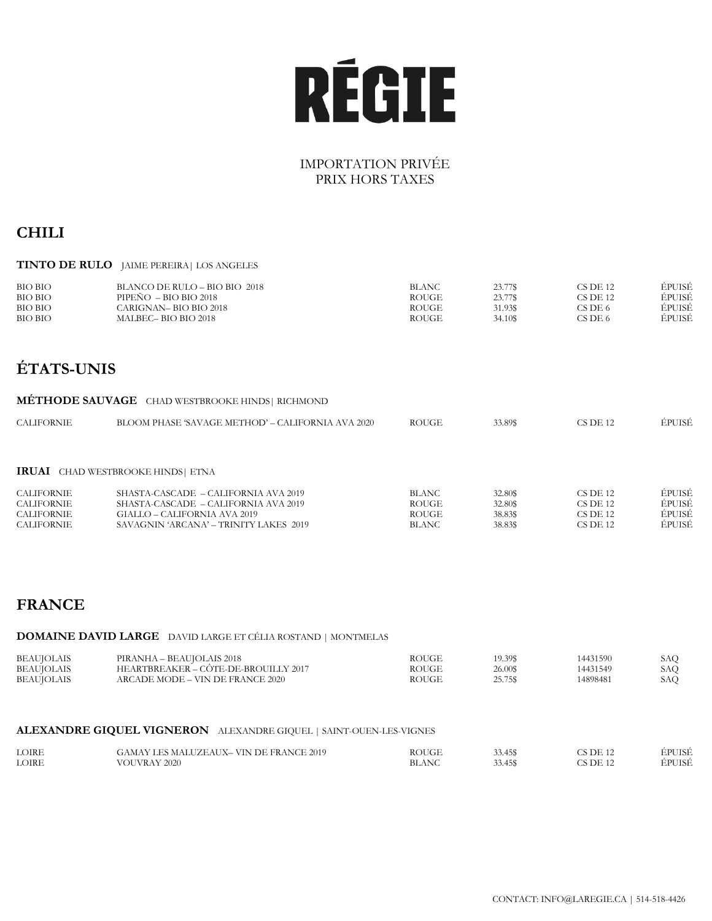# RÉGIE

IMPORTATION PRIVÉE
PRIX HORS TAXES

## CHILI

**TINTO DE RULO** JAIME PEREIRA| LOS ANGELES

| | | | | | |
|---|---|---|---|---|---|
| BIO BIO | BLANCO DE RULO – BIO BIO 2018 | BLANC | 23.77$ | CS DE 12 | ÉPUISÉ |
| BIO BIO | PIPEÑO – BIO BIO 2018 | ROUGE | 23.77$ | CS DE 12 | ÉPUISÉ |
| BIO BIO | CARIGNAN– BIO BIO 2018 | ROUGE | 31.93$ | CS DE 6 | ÉPUISÉ |
| BIO BIO | MALBEC– BIO BIO 2018 | ROUGE | 34.10$ | CS DE 6 | ÉPUISÉ |

## ÉTATS-UNIS

**MÉTHODE SAUVAGE** CHAD WESTBROOKE HINDS| RICHMOND

| | | | | | |
|---|---|---|---|---|---|
| CALIFORNIE | BLOOM PHASE 'SAVAGE METHOD' – CALIFORNIA AVA 2020 | ROUGE | 33.89$ | CS DE 12 | ÉPUISÉ |

**IRUAI** CHAD WESTBROOKE HINDS| ETNA

| | | | | | |
|---|---|---|---|---|---|
| CALIFORNIE | SHASTA-CASCADE – CALIFORNIA AVA 2019 | BLANC | 32.80$ | CS DE 12 | ÉPUISÉ |
| CALIFORNIE | SHASTA-CASCADE – CALIFORNIA AVA 2019 | ROUGE | 32.80$ | CS DE 12 | ÉPUISÉ |
| CALIFORNIE | GIALLO – CALIFORNIA AVA 2019 | ROUGE | 38.83$ | CS DE 12 | ÉPUISÉ |
| CALIFORNIE | SAVAGNIN 'ARCANA' – TRINITY LAKES 2019 | BLANC | 38.83$ | CS DE 12 | ÉPUISÉ |

## FRANCE

**DOMAINE DAVID LARGE** DAVID LARGE ET CÉLIA ROSTAND | MONTMELAS

| | | | | | |
|---|---|---|---|---|---|
| BEAUJOLAIS | PIRANHA – BEAUJOLAIS 2018 | ROUGE | 19.39$ | 14431590 | SAQ |
| BEAUJOLAIS | HEARTBREAKER – CÔTE-DE-BROUILLY 2017 | ROUGE | 26.00$ | 14431549 | SAQ |
| BEAUJOLAIS | ARCADE MODE – VIN DE FRANCE 2020 | ROUGE | 25.75$ | 14898481 | SAQ |

**ALEXANDRE GIQUEL VIGNERON** ALEXANDRE GIQUEL | SAINT-OUEN-LES-VIGNES

| | | | | | |
|---|---|---|---|---|---|
| LOIRE | GAMAY LES MALUZEAUX– VIN DE FRANCE 2019 | ROUGE | 33.45$ | CS DE 12 | ÉPUISÉ |
| LOIRE | VOUVRAY 2020 | BLANC | 33.45$ | CS DE 12 | ÉPUISÉ |

CONTACT: INFO@LAREGIE.CA | 514-518-4426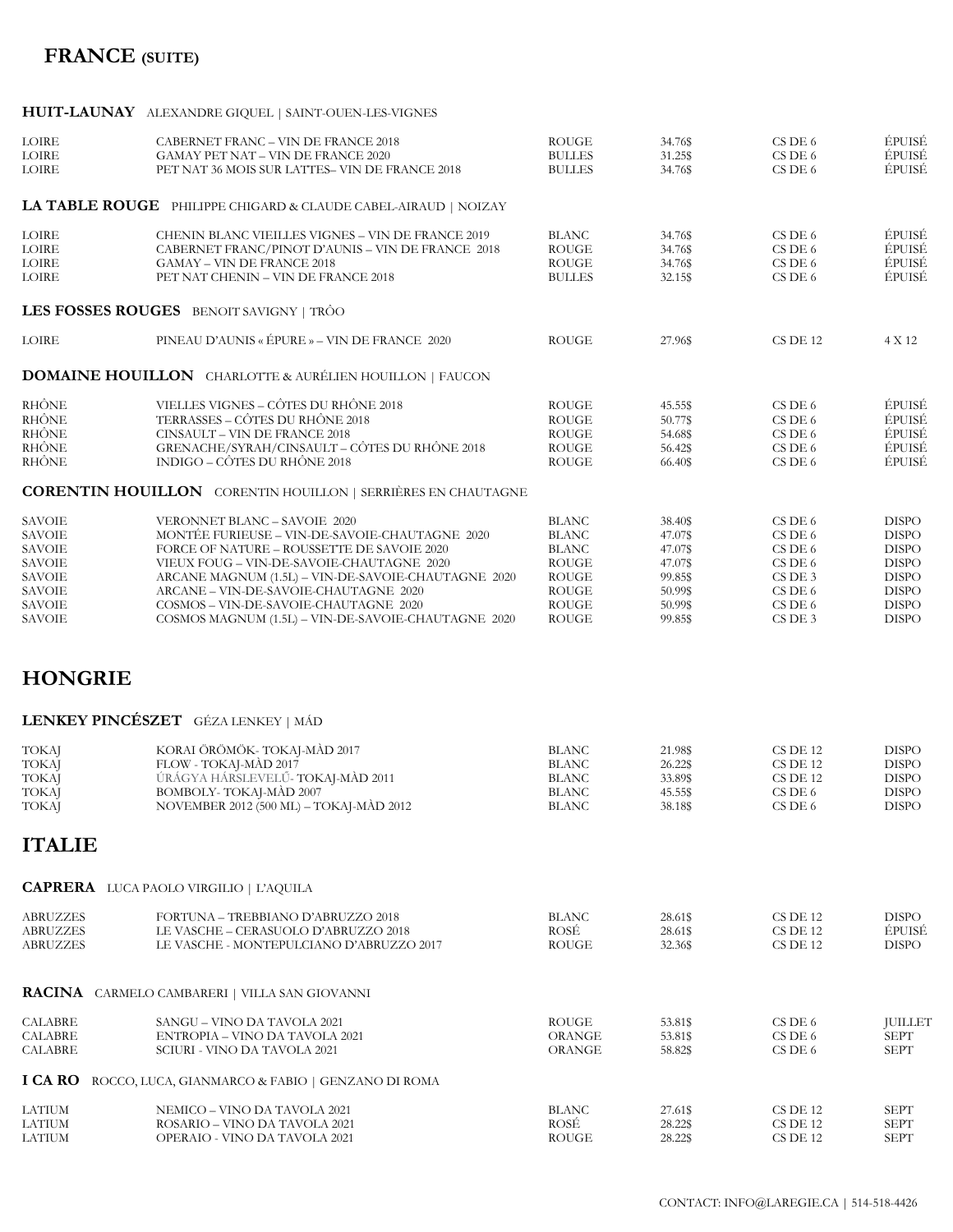# FRANCE (SUITE)

### HUIT-LAUNAY ALEXANDRE GIQUEL | SAINT-OUEN-LES-VIGNES

| | | | | | |
|---|---|---|---|---|---|
| LOIRE | CABERNET FRANC – VIN DE FRANCE 2018 | ROUGE | 34.76$ | CS DE 6 | ÉPUISÉ |
| LOIRE | GAMAY PET NAT – VIN DE FRANCE 2020 | BULLES | 31.25$ | CS DE 6 | ÉPUISÉ |
| LOIRE | PET NAT 36 MOIS SUR LATTES– VIN DE FRANCE 2018 | BULLES | 34.76$ | CS DE 6 | ÉPUISÉ |

### LA TABLE ROUGE PHILIPPE CHIGARD & CLAUDE CABEL-AIRAUD | NOIZAY

| | | | | | |
|---|---|---|---|---|---|
| LOIRE | CHENIN BLANC VIEILLES VIGNES – VIN DE FRANCE 2019 | BLANC | 34.76$ | CS DE 6 | ÉPUISÉ |
| LOIRE | CABERNET FRANC/PINOT D'AUNIS – VIN DE FRANCE 2018 | ROUGE | 34.76$ | CS DE 6 | ÉPUISÉ |
| LOIRE | GAMAY – VIN DE FRANCE 2018 | ROUGE | 34.76$ | CS DE 6 | ÉPUISÉ |
| LOIRE | PET NAT CHENIN – VIN DE FRANCE 2018 | BULLES | 32.15$ | CS DE 6 | ÉPUISÉ |

### LES FOSSES ROUGES BENOIT SAVIGNY | TRÔO

| | | | | | |
|---|---|---|---|---|---|
| LOIRE | PINEAU D'AUNIS « ÉPURE » – VIN DE FRANCE 2020 | ROUGE | 27.96$ | CS DE 12 | 4 X 12 |

### DOMAINE HOUILLON CHARLOTTE & AURÉLIEN HOUILLON | FAUCON

| | | | | | |
|---|---|---|---|---|---|
| RHÔNE | VIELLES VIGNES – CÔTES DU RHÔNE 2018 | ROUGE | 45.55$ | CS DE 6 | ÉPUISÉ |
| RHÔNE | TERRASSES – CÔTES DU RHÔNE 2018 | ROUGE | 50.77$ | CS DE 6 | ÉPUISÉ |
| RHÔNE | CINSAULT – VIN DE FRANCE 2018 | ROUGE | 54.68$ | CS DE 6 | ÉPUISÉ |
| RHÔNE | GRENACHE/SYRAH/CINSAULT – CÔTES DU RHÔNE 2018 | ROUGE | 56.42$ | CS DE 6 | ÉPUISÉ |
| RHÔNE | INDIGO – CÔTES DU RHÔNE 2018 | ROUGE | 66.40$ | CS DE 6 | ÉPUISÉ |

### CORENTIN HOUILLON CORENTIN HOUILLON | SERRIÈRES EN CHAUTAGNE

| | | | | | |
|---|---|---|---|---|---|
| SAVOIE | VERONNET BLANC – SAVOIE 2020 | BLANC | 38.40$ | CS DE 6 | DISPO |
| SAVOIE | MONTÉE FURIEUSE – VIN-DE-SAVOIE-CHAUTAGNE 2020 | BLANC | 47.07$ | CS DE 6 | DISPO |
| SAVOIE | FORCE OF NATURE – ROUSSETTE DE SAVOIE 2020 | BLANC | 47.07$ | CS DE 6 | DISPO |
| SAVOIE | VIEUX FOUG – VIN-DE-SAVOIE-CHAUTAGNE 2020 | ROUGE | 47.07$ | CS DE 6 | DISPO |
| SAVOIE | ARCANE MAGNUM (1.5L) – VIN-DE-SAVOIE-CHAUTAGNE 2020 | ROUGE | 99.85$ | CS DE 3 | DISPO |
| SAVOIE | ARCANE – VIN-DE-SAVOIE-CHAUTAGNE 2020 | ROUGE | 50.99$ | CS DE 6 | DISPO |
| SAVOIE | COSMOS – VIN-DE-SAVOIE-CHAUTAGNE 2020 | ROUGE | 50.99$ | CS DE 6 | DISPO |
| SAVOIE | COSMOS MAGNUM (1.5L) – VIN-DE-SAVOIE-CHAUTAGNE 2020 | ROUGE | 99.85$ | CS DE 3 | DISPO |

# HONGRIE

### LENKEY PINCÉSZET GÉZA LENKEY | MÁD

| | | | | | |
|---|---|---|---|---|---|
| TOKAJ | KORAI ÖRÖMÖK- TOKAJ-MÀD 2017 | BLANC | 21.98$ | CS DE 12 | DISPO |
| TOKAJ | FLOW - TOKAJ-MÀD 2017 | BLANC | 26.22$ | CS DE 12 | DISPO |
| TOKAJ | ÚRÁGYA HÁRSLEVELŰ- TOKAJ-MÀD 2011 | BLANC | 33.89$ | CS DE 12 | DISPO |
| TOKAJ | BOMBOLY- TOKAJ-MÀD 2007 | BLANC | 45.55$ | CS DE 6 | DISPO |
| TOKAJ | NOVEMBER 2012 (500 ML) – TOKAJ-MÀD 2012 | BLANC | 38.18$ | CS DE 6 | DISPO |

# ITALIE

### CAPRERA LUCA PAOLO VIRGILIO | L'AQUILA

| | | | | | |
|---|---|---|---|---|---|
| ABRUZZES | FORTUNA – TREBBIANO D'ABRUZZO 2018 | BLANC | 28.61$ | CS DE 12 | DISPO |
| ABRUZZES | LE VASCHE – CERASUOLO D'ABRUZZO 2018 | ROSÉ | 28.61$ | CS DE 12 | ÉPUISÉ |
| ABRUZZES | LE VASCHE - MONTEPULCIANO D'ABRUZZO 2017 | ROUGE | 32.36$ | CS DE 12 | DISPO |

### RACINA CARMELO CAMBARERI | VILLA SAN GIOVANNI

| | | | | | |
|---|---|---|---|---|---|
| CALABRE | SANGU – VINO DA TAVOLA 2021 | ROUGE | 53.81$ | CS DE 6 | JUILLET |
| CALABRE | ENTROPIA – VINO DA TAVOLA 2021 | ORANGE | 53.81$ | CS DE 6 | SEPT |
| CALABRE | SCIURI - VINO DA TAVOLA 2021 | ORANGE | 58.82$ | CS DE 6 | SEPT |

### I CA RO ROCCO, LUCA, GIANMARCO & FABIO | GENZANO DI ROMA

| | | | | | |
|---|---|---|---|---|---|
| LATIUM | NEMICO – VINO DA TAVOLA 2021 | BLANC | 27.61$ | CS DE 12 | SEPT |
| LATIUM | ROSARIO – VINO DA TAVOLA 2021 | ROSÉ | 28.22$ | CS DE 12 | SEPT |
| LATIUM | OPERAIO - VINO DA TAVOLA 2021 | ROUGE | 28.22$ | CS DE 12 | SEPT |

CONTACT: INFO@LAREGIE.CA | 514-518-4426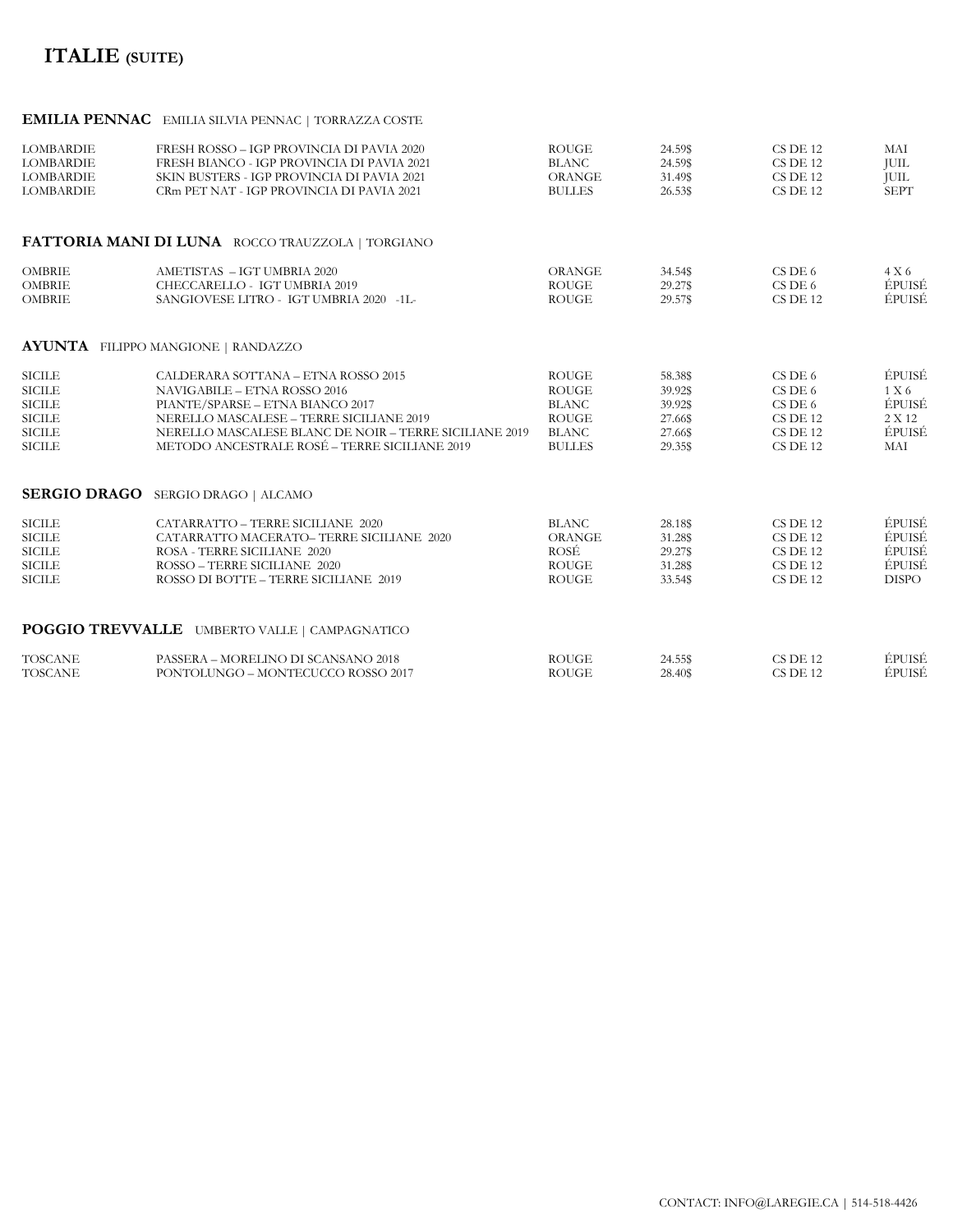# ITALIE (SUITE)

## EMILIA PENNAC EMILIA SILVIA PENNAC | TORRAZZA COSTE

| | | | | | |
|---|---|---|---|---|---|
| LOMBARDIE | FRESH ROSSO – IGP PROVINCIA DI PAVIA 2020 | ROUGE | 24.59$ | CS DE 12 | MAI |
| LOMBARDIE | FRESH BIANCO - IGP PROVINCIA DI PAVIA 2021 | BLANC | 24.59$ | CS DE 12 | JUIL |
| LOMBARDIE | SKIN BUSTERS - IGP PROVINCIA DI PAVIA 2021 | ORANGE | 31.49$ | CS DE 12 | JUIL |
| LOMBARDIE | CRm PET NAT - IGP PROVINCIA DI PAVIA 2021 | BULLES | 26.53$ | CS DE 12 | SEPT |

## FATTORIA MANI DI LUNA ROCCO TRAUZZOLA | TORGIANO

| | | | | | |
|---|---|---|---|---|---|
| OMBRIE | AMETISTAS – IGT UMBRIA 2020 | ORANGE | 34.54$ | CS DE 6 | 4 X 6 |
| OMBRIE | CHECCARELLO - IGT UMBRIA 2019 | ROUGE | 29.27$ | CS DE 6 | ÉPUISÉ |
| OMBRIE | SANGIOVESE LITRO - IGT UMBRIA 2020 -1L- | ROUGE | 29.57$ | CS DE 12 | ÉPUISÉ |

## AYUNTA FILIPPO MANGIONE | RANDAZZO

| | | | | | |
|---|---|---|---|---|---|
| SICILE | CALDERARA SOTTANA – ETNA ROSSO 2015 | ROUGE | 58.38$ | CS DE 6 | ÉPUISÉ |
| SICILE | NAVIGABILE – ETNA ROSSO 2016 | ROUGE | 39.92$ | CS DE 6 | 1 X 6 |
| SICILE | PIANTE/SPARSE – ETNA BIANCO 2017 | BLANC | 39.92$ | CS DE 6 | ÉPUISÉ |
| SICILE | NERELLO MASCALESE – TERRE SICILIANE 2019 | ROUGE | 27.66$ | CS DE 12 | 2 X 12 |
| SICILE | NERELLO MASCALESE BLANC DE NOIR – TERRE SICILIANE 2019 | BLANC | 27.66$ | CS DE 12 | ÉPUISÉ |
| SICILE | METODO ANCESTRALE ROSÉ – TERRE SICILIANE 2019 | BULLES | 29.35$ | CS DE 12 | MAI |

## SERGIO DRAGO SERGIO DRAGO | ALCAMO

| | | | | | |
|---|---|---|---|---|---|
| SICILE | CATARRATTO – TERRE SICILIANE 2020 | BLANC | 28.18$ | CS DE 12 | ÉPUISÉ |
| SICILE | CATARRATTO MACERATO– TERRE SICILIANE 2020 | ORANGE | 31.28$ | CS DE 12 | ÉPUISÉ |
| SICILE | ROSA - TERRE SICILIANE 2020 | ROSÉ | 29.27$ | CS DE 12 | ÉPUISÉ |
| SICILE | ROSSO – TERRE SICILIANE 2020 | ROUGE | 31.28$ | CS DE 12 | ÉPUISÉ |
| SICILE | ROSSO DI BOTTE – TERRE SICILIANE 2019 | ROUGE | 33.54$ | CS DE 12 | DISPO |

## POGGIO TREVVALLE UMBERTO VALLE | CAMPAGNATICO

| | | | | | |
|---|---|---|---|---|---|
| TOSCANE | PASSERA – MORELINO DI SCANSANO 2018 | ROUGE | 24.55$ | CS DE 12 | ÉPUISÉ |
| TOSCANE | PONTOLUNGO – MONTECUCCO ROSSO 2017 | ROUGE | 28.40$ | CS DE 12 | ÉPUISÉ |

CONTACT: INFO@LAREGIE.CA | 514-518-4426